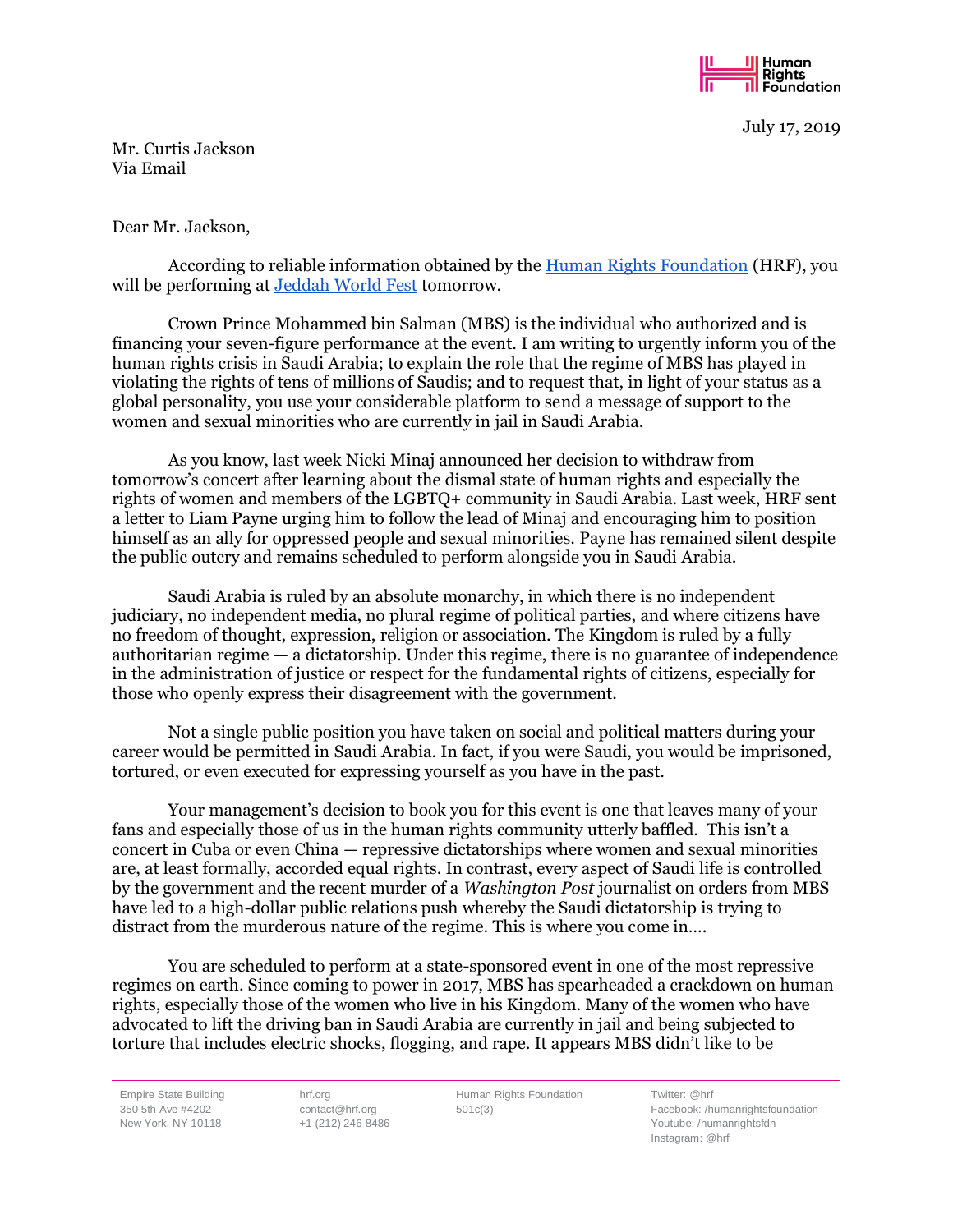Human Rights Foundation

July 17, 2019

Mr. Curtis Jackson
Via Email

Dear Mr. Jackson,

According to reliable information obtained by the [Human Rights Foundation](https://hrf.org) (HRF), you will be performing at [Jeddah World Fest](#) tomorrow.

Crown Prince Mohammed bin Salman (MBS) is the individual who authorized and is financing your seven-figure performance at the event. I am writing to urgently inform you of the human rights crisis in Saudi Arabia; to explain the role that the regime of MBS has played in violating the rights of tens of millions of Saudis; and to request that, in light of your status as a global personality, you use your considerable platform to send a message of support to the women and sexual minorities who are currently in jail in Saudi Arabia.

As you know, last week Nicki Minaj announced her decision to withdraw from tomorrow's concert after learning about the dismal state of human rights and especially the rights of women and members of the LGBTQ+ community in Saudi Arabia. Last week, HRF sent a letter to Liam Payne urging him to follow the lead of Minaj and encouraging him to position himself as an ally for oppressed people and sexual minorities. Payne has remained silent despite the public outcry and remains scheduled to perform alongside you in Saudi Arabia.

Saudi Arabia is ruled by an absolute monarchy, in which there is no independent judiciary, no independent media, no plural regime of political parties, and where citizens have no freedom of thought, expression, religion or association. The Kingdom is ruled by a fully authoritarian regime — a dictatorship. Under this regime, there is no guarantee of independence in the administration of justice or respect for the fundamental rights of citizens, especially for those who openly express their disagreement with the government.

Not a single public position you have taken on social and political matters during your career would be permitted in Saudi Arabia. In fact, if you were Saudi, you would be imprisoned, tortured, or even executed for expressing yourself as you have in the past.

Your management's decision to book you for this event is one that leaves many of your fans and especially those of us in the human rights community utterly baffled. This isn't a concert in Cuba or even China — repressive dictatorships where women and sexual minorities are, at least formally, accorded equal rights. In contrast, every aspect of Saudi life is controlled by the government and the recent murder of a *Washington Post* journalist on orders from MBS have led to a high-dollar public relations push whereby the Saudi dictatorship is trying to distract from the murderous nature of the regime. This is where you come in….

You are scheduled to perform at a state-sponsored event in one of the most repressive regimes on earth. Since coming to power in 2017, MBS has spearheaded a crackdown on human rights, especially those of the women who live in his Kingdom. Many of the women who have advocated to lift the driving ban in Saudi Arabia are currently in jail and being subjected to torture that includes electric shocks, flogging, and rape. It appears MBS didn't like to be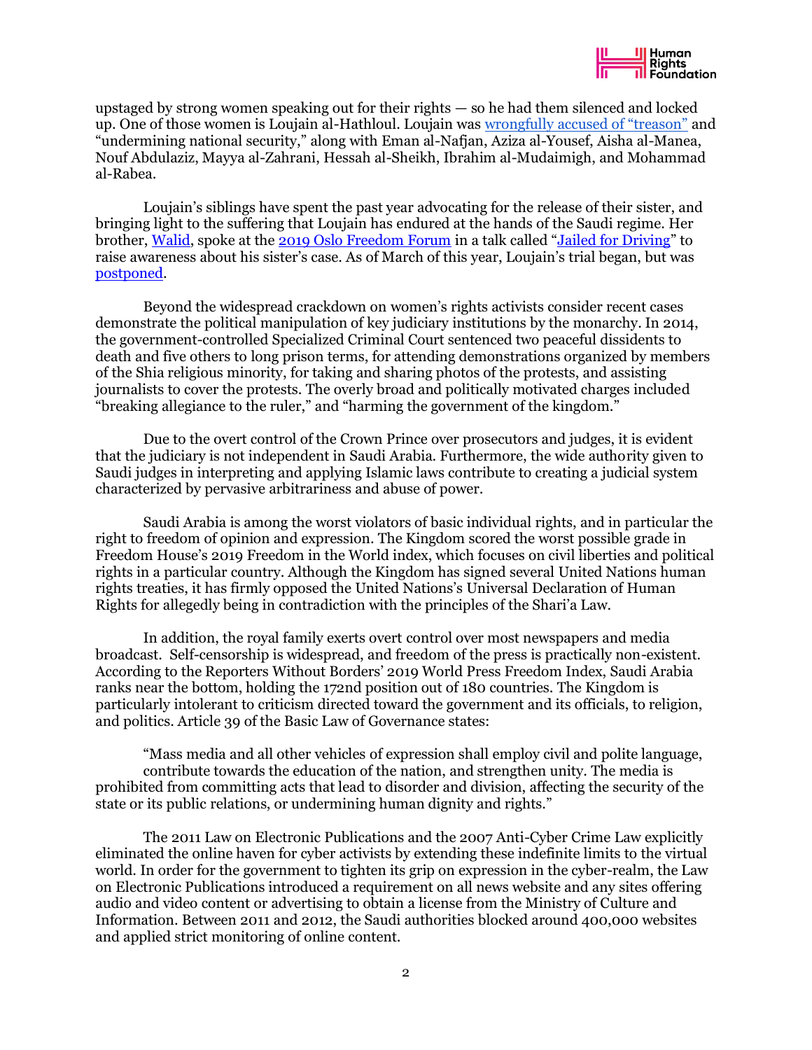upstaged by strong women speaking out for their rights — so he had them silenced and locked up. One of those women is Loujain al-Hathloul. Loujain was wrongfully accused of "treason" and "undermining national security," along with Eman al-Nafjan, Aziza al-Yousef, Aisha al-Manea, Nouf Abdulaziz, Mayya al-Zahrani, Hessah al-Sheikh, Ibrahim al-Mudaimigh, and Mohammad al-Rabea.

Loujain's siblings have spent the past year advocating for the release of their sister, and bringing light to the suffering that Loujain has endured at the hands of the Saudi regime. Her brother, Walid, spoke at the 2019 Oslo Freedom Forum in a talk called "Jailed for Driving" to raise awareness about his sister's case. As of March of this year, Loujain's trial began, but was postponed.

Beyond the widespread crackdown on women's rights activists consider recent cases demonstrate the political manipulation of key judiciary institutions by the monarchy. In 2014, the government-controlled Specialized Criminal Court sentenced two peaceful dissidents to death and five others to long prison terms, for attending demonstrations organized by members of the Shia religious minority, for taking and sharing photos of the protests, and assisting journalists to cover the protests. The overly broad and politically motivated charges included "breaking allegiance to the ruler," and "harming the government of the kingdom."

Due to the overt control of the Crown Prince over prosecutors and judges, it is evident that the judiciary is not independent in Saudi Arabia. Furthermore, the wide authority given to Saudi judges in interpreting and applying Islamic laws contribute to creating a judicial system characterized by pervasive arbitrariness and abuse of power.

Saudi Arabia is among the worst violators of basic individual rights, and in particular the right to freedom of opinion and expression. The Kingdom scored the worst possible grade in Freedom House's 2019 Freedom in the World index, which focuses on civil liberties and political rights in a particular country. Although the Kingdom has signed several United Nations human rights treaties, it has firmly opposed the United Nations's Universal Declaration of Human Rights for allegedly being in contradiction with the principles of the Shari'a Law.

In addition, the royal family exerts overt control over most newspapers and media broadcast. Self-censorship is widespread, and freedom of the press is practically non-existent. According to the Reporters Without Borders' 2019 World Press Freedom Index, Saudi Arabia ranks near the bottom, holding the 172nd position out of 180 countries. The Kingdom is particularly intolerant to criticism directed toward the government and its officials, to religion, and politics. Article 39 of the Basic Law of Governance states:

"Mass media and all other vehicles of expression shall employ civil and polite language, contribute towards the education of the nation, and strengthen unity. The media is prohibited from committing acts that lead to disorder and division, affecting the security of the state or its public relations, or undermining human dignity and rights."

The 2011 Law on Electronic Publications and the 2007 Anti-Cyber Crime Law explicitly eliminated the online haven for cyber activists by extending these indefinite limits to the virtual world. In order for the government to tighten its grip on expression in the cyber-realm, the Law on Electronic Publications introduced a requirement on all news website and any sites offering audio and video content or advertising to obtain a license from the Ministry of Culture and Information. Between 2011 and 2012, the Saudi authorities blocked around 400,000 websites and applied strict monitoring of online content.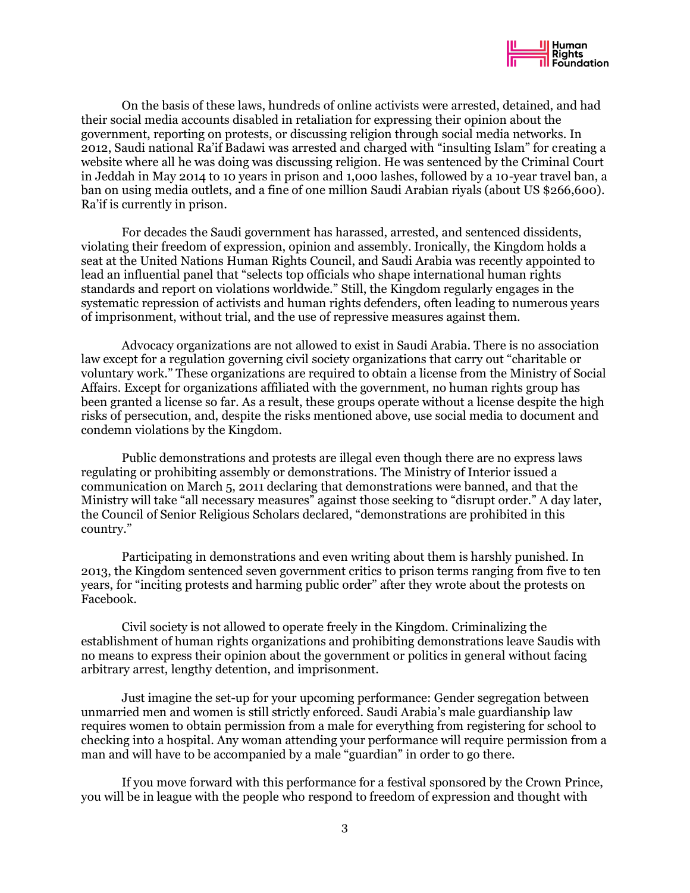On the basis of these laws, hundreds of online activists were arrested, detained, and had their social media accounts disabled in retaliation for expressing their opinion about the government, reporting on protests, or discussing religion through social media networks. In 2012, Saudi national Ra'if Badawi was arrested and charged with "insulting Islam" for creating a website where all he was doing was discussing religion. He was sentenced by the Criminal Court in Jeddah in May 2014 to 10 years in prison and 1,000 lashes, followed by a 10-year travel ban, a ban on using media outlets, and a fine of one million Saudi Arabian riyals (about US $266,600). Ra'if is currently in prison.

For decades the Saudi government has harassed, arrested, and sentenced dissidents, violating their freedom of expression, opinion and assembly. Ironically, the Kingdom holds a seat at the United Nations Human Rights Council, and Saudi Arabia was recently appointed to lead an influential panel that "selects top officials who shape international human rights standards and report on violations worldwide." Still, the Kingdom regularly engages in the systematic repression of activists and human rights defenders, often leading to numerous years of imprisonment, without trial, and the use of repressive measures against them.

Advocacy organizations are not allowed to exist in Saudi Arabia. There is no association law except for a regulation governing civil society organizations that carry out "charitable or voluntary work." These organizations are required to obtain a license from the Ministry of Social Affairs. Except for organizations affiliated with the government, no human rights group has been granted a license so far. As a result, these groups operate without a license despite the high risks of persecution, and, despite the risks mentioned above, use social media to document and condemn violations by the Kingdom.

Public demonstrations and protests are illegal even though there are no express laws regulating or prohibiting assembly or demonstrations. The Ministry of Interior issued a communication on March 5, 2011 declaring that demonstrations were banned, and that the Ministry will take "all necessary measures" against those seeking to "disrupt order." A day later, the Council of Senior Religious Scholars declared, "demonstrations are prohibited in this country."

Participating in demonstrations and even writing about them is harshly punished. In 2013, the Kingdom sentenced seven government critics to prison terms ranging from five to ten years, for "inciting protests and harming public order" after they wrote about the protests on Facebook.

Civil society is not allowed to operate freely in the Kingdom. Criminalizing the establishment of human rights organizations and prohibiting demonstrations leave Saudis with no means to express their opinion about the government or politics in general without facing arbitrary arrest, lengthy detention, and imprisonment.

Just imagine the set-up for your upcoming performance: Gender segregation between unmarried men and women is still strictly enforced. Saudi Arabia's male guardianship law requires women to obtain permission from a male for everything from registering for school to checking into a hospital. Any woman attending your performance will require permission from a man and will have to be accompanied by a male "guardian" in order to go there.

If you move forward with this performance for a festival sponsored by the Crown Prince, you will be in league with the people who respond to freedom of expression and thought with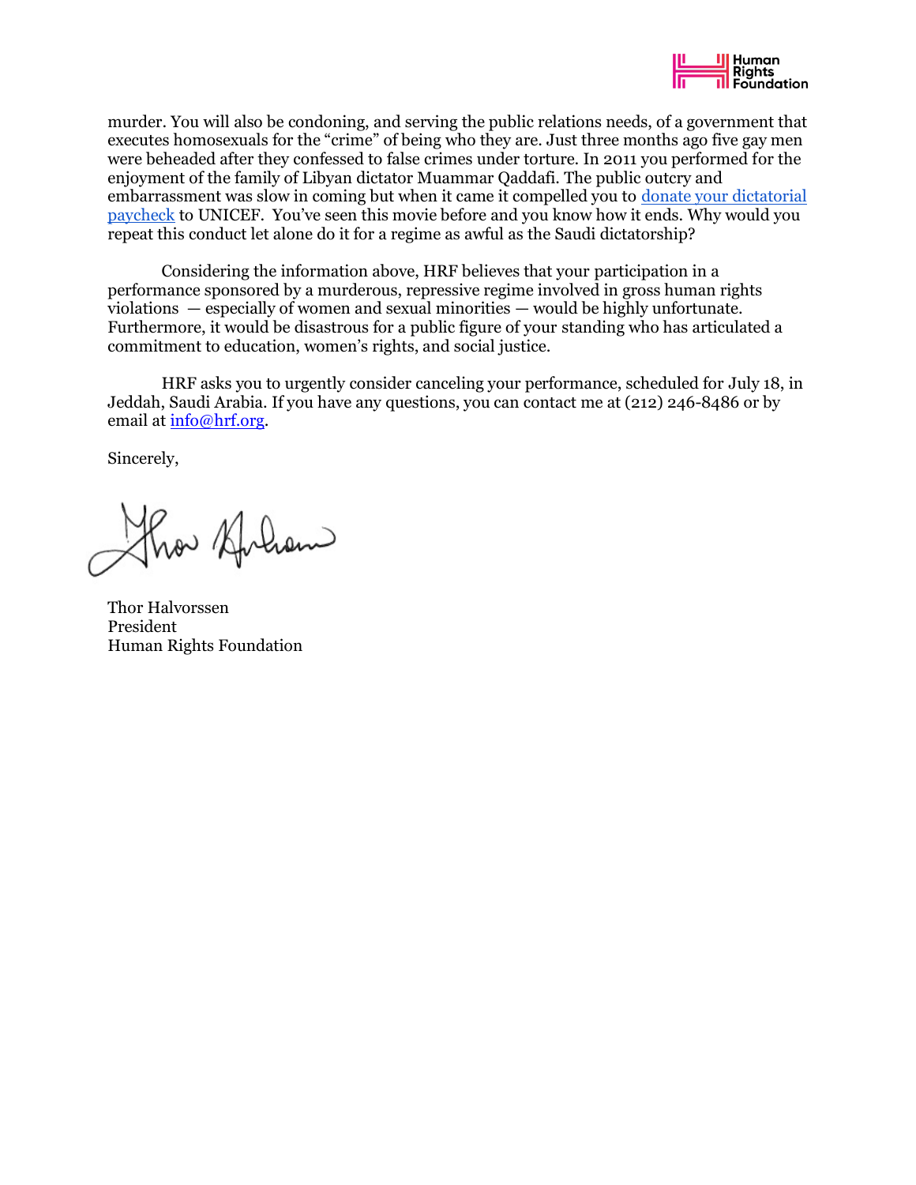murder. You will also be condoning, and serving the public relations needs, of a government that executes homosexuals for the "crime" of being who they are. Just three months ago five gay men were beheaded after they confessed to false crimes under torture. In 2011 you performed for the enjoyment of the family of Libyan dictator Muammar Qaddafi. The public outcry and embarrassment was slow in coming but when it came it compelled you to donate your dictatorial paycheck to UNICEF. You've seen this movie before and you know how it ends. Why would you repeat this conduct let alone do it for a regime as awful as the Saudi dictatorship?

Considering the information above, HRF believes that your participation in a performance sponsored by a murderous, repressive regime involved in gross human rights violations — especially of women and sexual minorities — would be highly unfortunate. Furthermore, it would be disastrous for a public figure of your standing who has articulated a commitment to education, women's rights, and social justice.

HRF asks you to urgently consider canceling your performance, scheduled for July 18, in Jeddah, Saudi Arabia. If you have any questions, you can contact me at (212) 246-8486 or by email at info@hrf.org.

Sincerely,

Thor Halvorssen
President
Human Rights Foundation